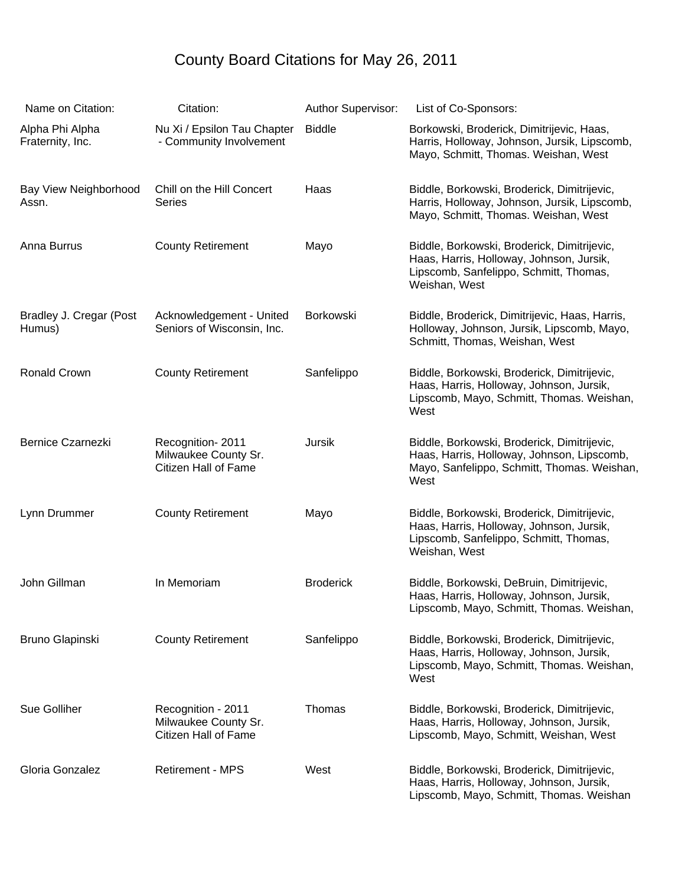# County Board Citations for May 26, 2011

| Name on Citation: | Citation: | Author Supervisor: | List of Co-Sponsors: |
|---|---|---|---|
| Alpha Phi Alpha Fraternity, Inc. | Nu Xi / Epsilon Tau Chapter - Community Involvement | Biddle | Borkowski, Broderick, Dimitrijevic, Haas, Harris, Holloway, Johnson, Jursik, Lipscomb, Mayo, Schmitt, Thomas. Weishan, West |
| Bay View Neighborhood Assn. | Chill on the Hill Concert Series | Haas | Biddle, Borkowski, Broderick, Dimitrijevic, Harris, Holloway, Johnson, Jursik, Lipscomb, Mayo, Schmitt, Thomas. Weishan, West |
| Anna Burrus | County Retirement | Mayo | Biddle, Borkowski, Broderick, Dimitrijevic, Haas, Harris, Holloway, Johnson, Jursik, Lipscomb, Sanfelippo, Schmitt, Thomas, Weishan, West |
| Bradley J. Cregar (Post Humus) | Acknowledgement - United Seniors of Wisconsin, Inc. | Borkowski | Biddle, Broderick, Dimitrijevic, Haas, Harris, Holloway, Johnson, Jursik, Lipscomb, Mayo, Schmitt, Thomas, Weishan, West |
| Ronald Crown | County Retirement | Sanfelippo | Biddle, Borkowski, Broderick, Dimitrijevic, Haas, Harris, Holloway, Johnson, Jursik, Lipscomb, Mayo, Schmitt, Thomas. Weishan, West |
| Bernice Czarnezki | Recognition- 2011 Milwaukee County Sr. Citizen Hall of Fame | Jursik | Biddle, Borkowski, Broderick, Dimitrijevic, Haas, Harris, Holloway, Johnson, Lipscomb, Mayo, Sanfelippo, Schmitt, Thomas. Weishan, West |
| Lynn Drummer | County Retirement | Mayo | Biddle, Borkowski, Broderick, Dimitrijevic, Haas, Harris, Holloway, Johnson, Jursik, Lipscomb, Sanfelippo, Schmitt, Thomas, Weishan, West |
| John Gillman | In Memoriam | Broderick | Biddle, Borkowski, DeBruin, Dimitrijevic, Haas, Harris, Holloway, Johnson, Jursik, Lipscomb, Mayo, Schmitt, Thomas. Weishan, |
| Bruno Glapinski | County Retirement | Sanfelippo | Biddle, Borkowski, Broderick, Dimitrijevic, Haas, Harris, Holloway, Johnson, Jursik, Lipscomb, Mayo, Schmitt, Thomas. Weishan, West |
| Sue Golliher | Recognition - 2011 Milwaukee County Sr. Citizen Hall of Fame | Thomas | Biddle, Borkowski, Broderick, Dimitrijevic, Haas, Harris, Holloway, Johnson, Jursik, Lipscomb, Mayo, Schmitt, Weishan, West |
| Gloria Gonzalez | Retirement - MPS | West | Biddle, Borkowski, Broderick, Dimitrijevic, Haas, Harris, Holloway, Johnson, Jursik, Lipscomb, Mayo, Schmitt, Thomas. Weishan |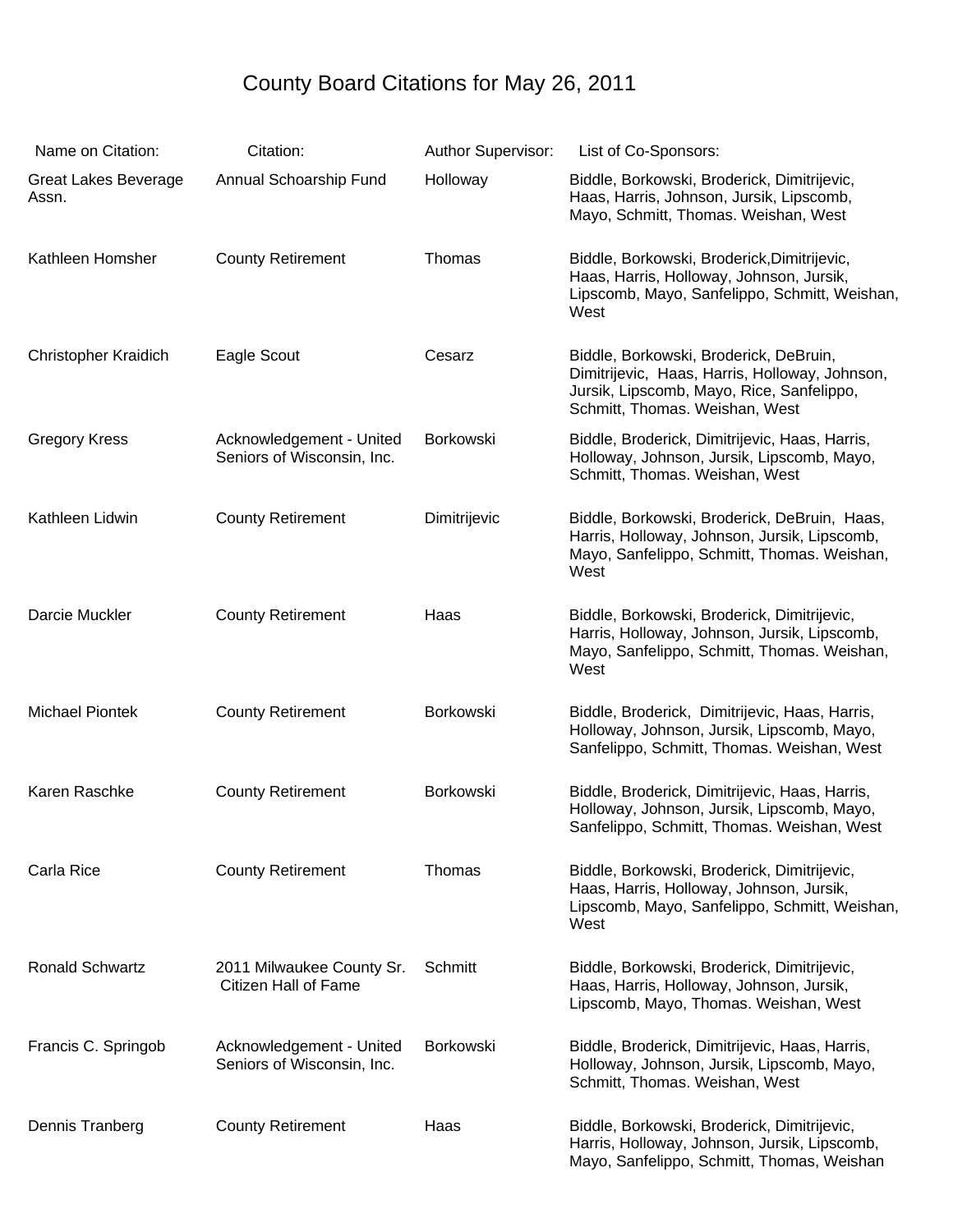# County Board Citations for May 26, 2011

| Name on Citation: | Citation: | Author Supervisor: | List of Co-Sponsors: |
|---|---|---|---|
| Great Lakes Beverage Assn. | Annual Schoarship Fund | Holloway | Biddle, Borkowski, Broderick, Dimitrijevic, Haas, Harris, Johnson, Jursik, Lipscomb, Mayo, Schmitt, Thomas. Weishan, West |
| Kathleen Homsher | County Retirement | Thomas | Biddle, Borkowski, Broderick,Dimitrijevic, Haas, Harris, Holloway, Johnson, Jursik, Lipscomb, Mayo, Sanfelippo, Schmitt, Weishan, West |
| Christopher Kraidich | Eagle Scout | Cesarz | Biddle, Borkowski, Broderick, DeBruin, Dimitrijevic, Haas, Harris, Holloway, Johnson, Jursik, Lipscomb, Mayo, Rice, Sanfelippo, Schmitt, Thomas. Weishan, West |
| Gregory Kress | Acknowledgement - United Seniors of Wisconsin, Inc. | Borkowski | Biddle, Broderick, Dimitrijevic, Haas, Harris, Holloway, Johnson, Jursik, Lipscomb, Mayo, Schmitt, Thomas. Weishan, West |
| Kathleen Lidwin | County Retirement | Dimitrijevic | Biddle, Borkowski, Broderick, DeBruin, Haas, Harris, Holloway, Johnson, Jursik, Lipscomb, Mayo, Sanfelippo, Schmitt, Thomas. Weishan, West |
| Darcie Muckler | County Retirement | Haas | Biddle, Borkowski, Broderick, Dimitrijevic, Harris, Holloway, Johnson, Jursik, Lipscomb, Mayo, Sanfelippo, Schmitt, Thomas. Weishan, West |
| Michael Piontek | County Retirement | Borkowski | Biddle, Broderick, Dimitrijevic, Haas, Harris, Holloway, Johnson, Jursik, Lipscomb, Mayo, Sanfelippo, Schmitt, Thomas. Weishan, West |
| Karen Raschke | County Retirement | Borkowski | Biddle, Broderick, Dimitrijevic, Haas, Harris, Holloway, Johnson, Jursik, Lipscomb, Mayo, Sanfelippo, Schmitt, Thomas. Weishan, West |
| Carla Rice | County Retirement | Thomas | Biddle, Borkowski, Broderick, Dimitrijevic, Haas, Harris, Holloway, Johnson, Jursik, Lipscomb, Mayo, Sanfelippo, Schmitt, Weishan, West |
| Ronald Schwartz | 2011 Milwaukee County Sr. Citizen Hall of Fame | Schmitt | Biddle, Borkowski, Broderick, Dimitrijevic, Haas, Harris, Holloway, Johnson, Jursik, Lipscomb, Mayo, Thomas. Weishan, West |
| Francis C. Springob | Acknowledgement - United Seniors of Wisconsin, Inc. | Borkowski | Biddle, Broderick, Dimitrijevic, Haas, Harris, Holloway, Johnson, Jursik, Lipscomb, Mayo, Schmitt, Thomas. Weishan, West |
| Dennis Tranberg | County Retirement | Haas | Biddle, Borkowski, Broderick, Dimitrijevic, Harris, Holloway, Johnson, Jursik, Lipscomb, Mayo, Sanfelippo, Schmitt, Thomas, Weishan |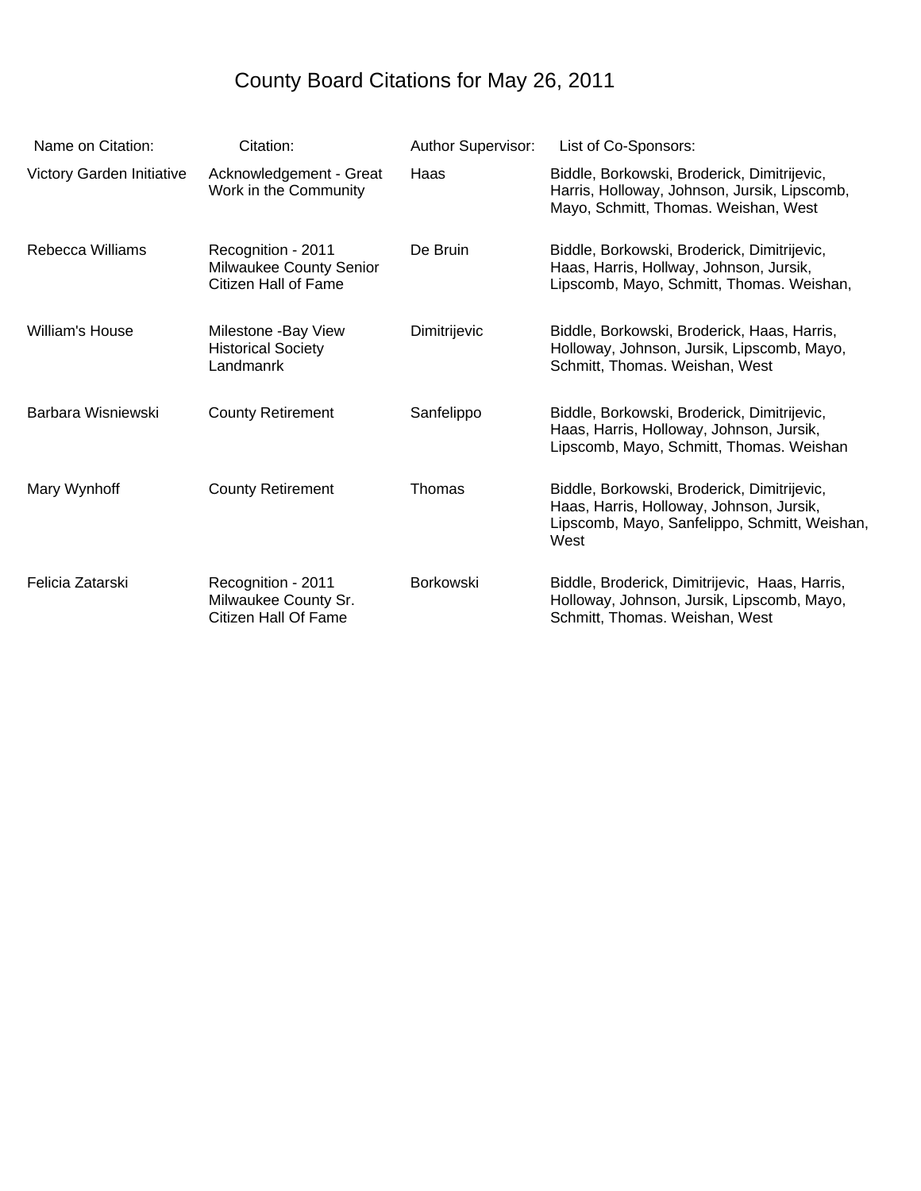# County Board Citations for May 26, 2011

| Name on Citation: | Citation: | Author Supervisor: | List of Co-Sponsors: |
|---|---|---|---|
| Victory Garden Initiative | Acknowledgement - Great Work in the Community | Haas | Biddle, Borkowski, Broderick, Dimitrijevic, Harris, Holloway, Johnson, Jursik, Lipscomb, Mayo, Schmitt, Thomas. Weishan, West |
| Rebecca Williams | Recognition - 2011 Milwaukee County Senior Citizen Hall of Fame | De Bruin | Biddle, Borkowski, Broderick, Dimitrijevic, Haas, Harris, Hollway, Johnson, Jursik, Lipscomb, Mayo, Schmitt, Thomas. Weishan, |
| William's House | Milestone -Bay View Historical Society Landmanrk | Dimitrijevic | Biddle, Borkowski, Broderick, Haas, Harris, Holloway, Johnson, Jursik, Lipscomb, Mayo, Schmitt, Thomas. Weishan, West |
| Barbara Wisniewski | County Retirement | Sanfelippo | Biddle, Borkowski, Broderick, Dimitrijevic, Haas, Harris, Holloway, Johnson, Jursik, Lipscomb, Mayo, Schmitt, Thomas. Weishan |
| Mary Wynhoff | County Retirement | Thomas | Biddle, Borkowski, Broderick, Dimitrijevic, Haas, Harris, Holloway, Johnson, Jursik, Lipscomb, Mayo, Sanfelippo, Schmitt, Weishan, West |
| Felicia Zatarski | Recognition - 2011 Milwaukee County Sr. Citizen Hall Of Fame | Borkowski | Biddle, Broderick, Dimitrijevic, Haas, Harris, Holloway, Johnson, Jursik, Lipscomb, Mayo, Schmitt, Thomas. Weishan, West |